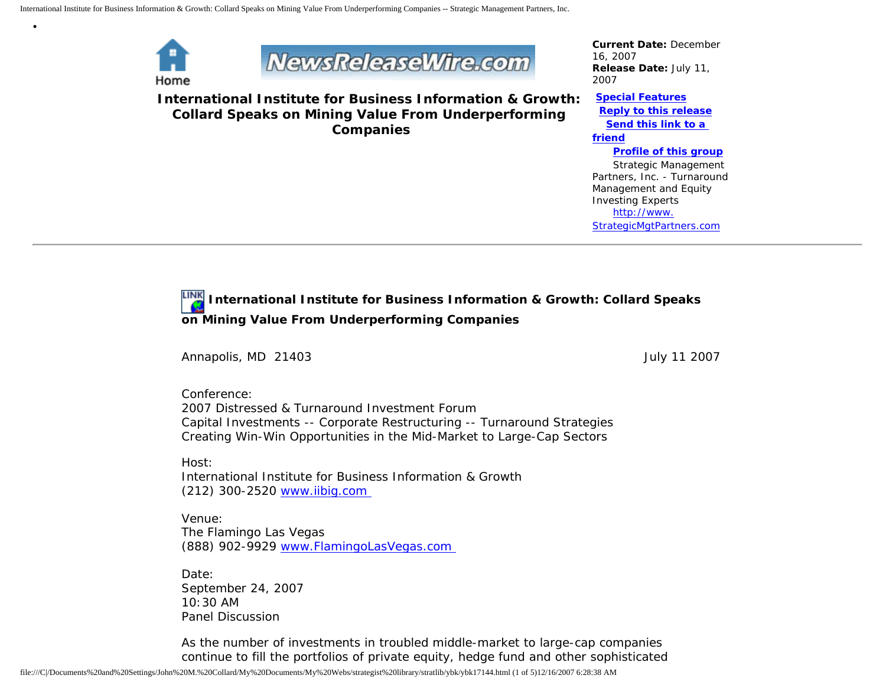Home

# International Institute for Business Information & Growth: Collard Speaks on Mining Value From Underperforming Companies

**Current Date:** December 16, 2007
**Release Date:** July 11, 2007

**Special Features**
**Reply to this release**
**Send this link to a friend**
**Profile of this group**

Strategic Management Partners, Inc. - Turnaround Management and Equity Investing Experts
http://www.StrategicMgtPartners.com

---

## International Institute for Business Information & Growth: Collard Speaks on Mining Value From Underperforming Companies

Annapolis, MD 21403 July 11 2007

Conference:
2007 Distressed & Turnaround Investment Forum
Capital Investments -- Corporate Restructuring -- Turnaround Strategies
Creating Win-Win Opportunities in the Mid-Market to Large-Cap Sectors

Host:
International Institute for Business Information & Growth
(212) 300-2520 www.iibig.com

Venue:
The Flamingo Las Vegas
(888) 902-9929 www.FlamingoLasVegas.com

Date:
September 24, 2007
10:30 AM
Panel Discussion

As the number of investments in troubled middle-market to large-cap companies continue to fill the portfolios of private equity, hedge fund and other sophisticated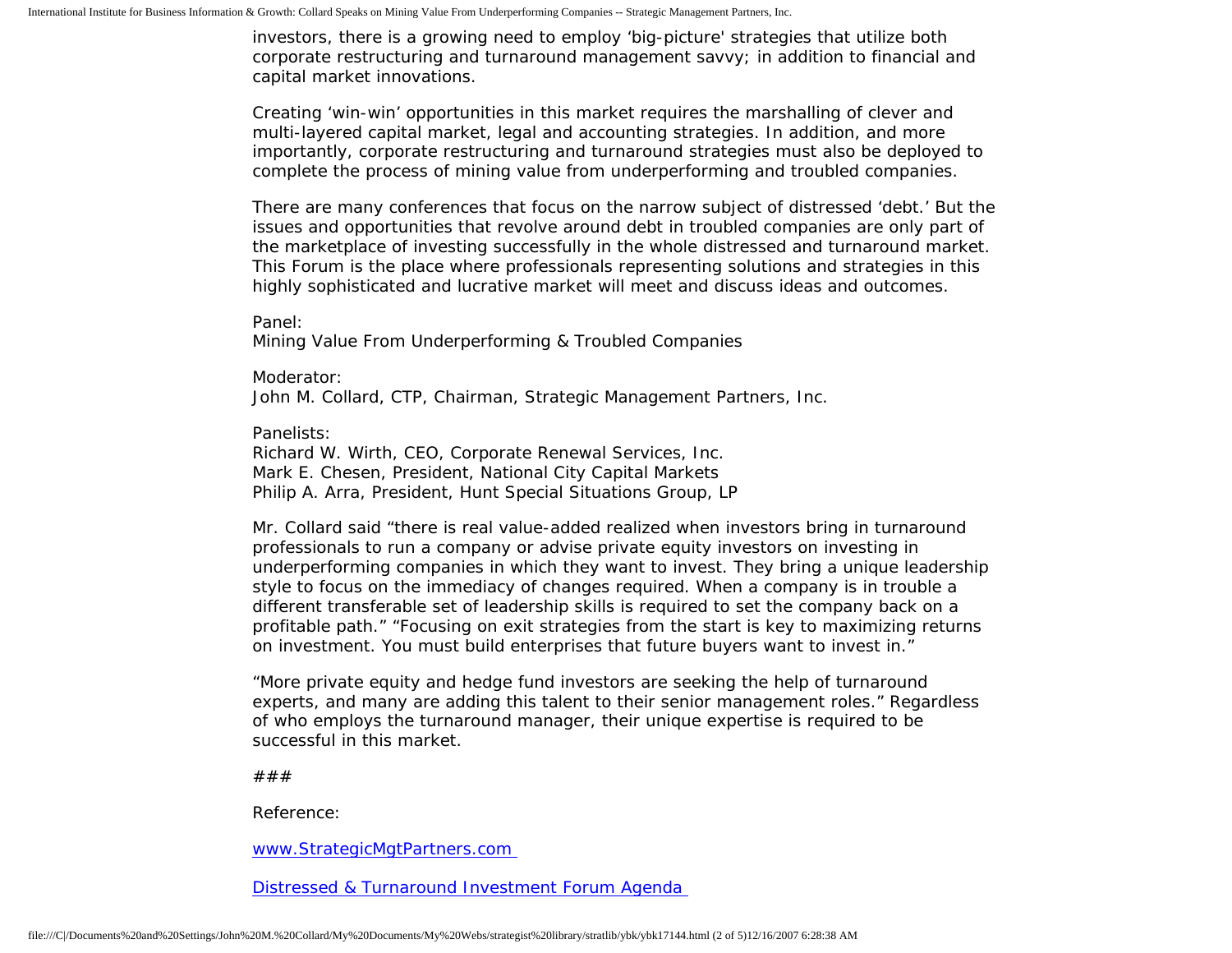investors, there is a growing need to employ 'big-picture' strategies that utilize both corporate restructuring and turnaround management savvy; in addition to financial and capital market innovations.

Creating 'win-win' opportunities in this market requires the marshalling of clever and multi-layered capital market, legal and accounting strategies. In addition, and more importantly, corporate restructuring and turnaround strategies must also be deployed to complete the process of mining value from underperforming and troubled companies.

There are many conferences that focus on the narrow subject of distressed 'debt.' But the issues and opportunities that revolve around debt in troubled companies are only part of the marketplace of investing successfully in the whole distressed and turnaround market. This Forum is the place where professionals representing solutions and strategies in this highly sophisticated and lucrative market will meet and discuss ideas and outcomes.

Panel:
Mining Value From Underperforming & Troubled Companies

Moderator:
John M. Collard, CTP, Chairman, Strategic Management Partners, Inc.

Panelists:
Richard W. Wirth, CEO, Corporate Renewal Services, Inc.
Mark E. Chesen, President, National City Capital Markets
Philip A. Arra, President, Hunt Special Situations Group, LP

Mr. Collard said "there is real value-added realized when investors bring in turnaround professionals to run a company or advise private equity investors on investing in underperforming companies in which they want to invest. They bring a unique leadership style to focus on the immediacy of changes required. When a company is in trouble a different transferable set of leadership skills is required to set the company back on a profitable path." "Focusing on exit strategies from the start is key to maximizing returns on investment. You must build enterprises that future buyers want to invest in."

"More private equity and hedge fund investors are seeking the help of turnaround experts, and many are adding this talent to their senior management roles." Regardless of who employs the turnaround manager, their unique expertise is required to be successful in this market.

###

Reference:

[www.StrategicMgtPartners.com](www.StrategicMgtPartners.com)

[Distressed & Turnaround Investment Forum Agenda]()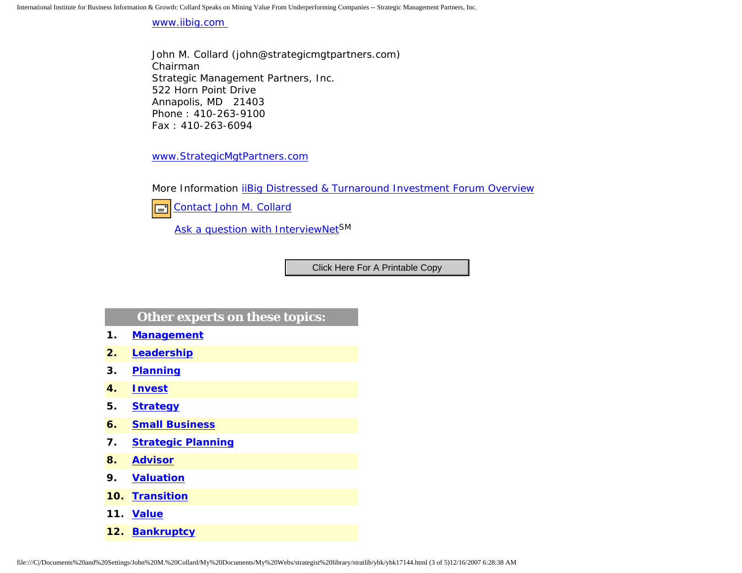www.iibig.com

John M. Collard (john@strategicmgtpartners.com)
Chairman
Strategic Management Partners, Inc.
522 Horn Point Drive
Annapolis, MD   21403
Phone : 410-263-9100
Fax : 410-263-6094

www.StrategicMgtPartners.com

More Information iiBig Distressed & Turnaround Investment Forum Overview

Contact John M. Collard

Ask a question with InterviewNet[SM]

Click Here For A Printable Copy

## Other experts on these topics:

1. **Management**
2. **Leadership**
3. **Planning**
4. **Invest**
5. **Strategy**
6. **Small Business**
7. **Strategic Planning**
8. **Advisor**
9. **Valuation**
10. **Transition**
11. **Value**
12. **Bankruptcy**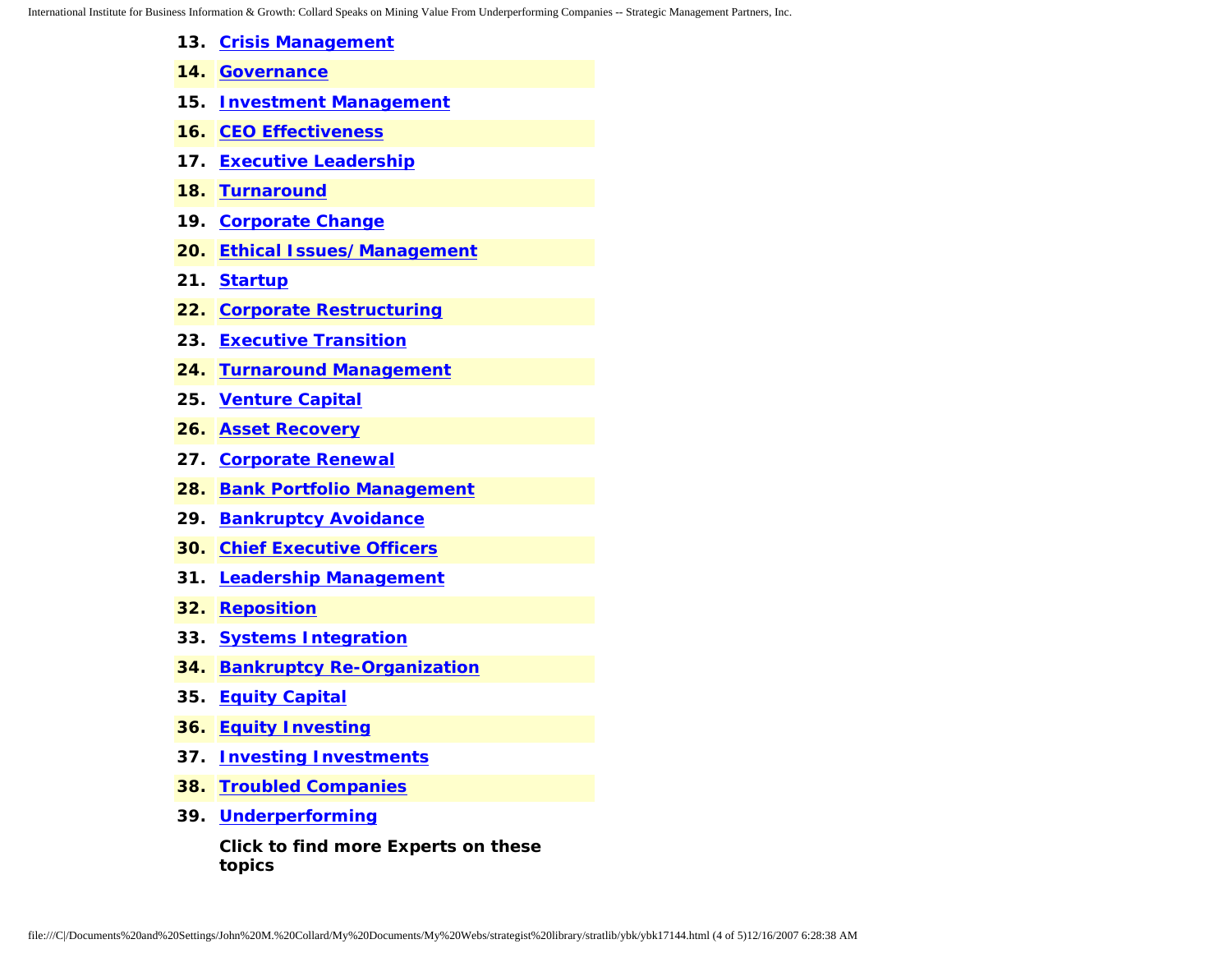13. **Crisis Management**
14. **Governance**
15. **Investment Management**
16. **CEO Effectiveness**
17. **Executive Leadership**
18. **Turnaround**
19. **Corporate Change**
20. **Ethical Issues/Management**
21. **Startup**
22. **Corporate Restructuring**
23. **Executive Transition**
24. **Turnaround Management**
25. **Venture Capital**
26. **Asset Recovery**
27. **Corporate Renewal**
28. **Bank Portfolio Management**
29. **Bankruptcy Avoidance**
30. **Chief Executive Officers**
31. **Leadership Management**
32. **Reposition**
33. **Systems Integration**
34. **Bankruptcy Re-Organization**
35. **Equity Capital**
36. **Equity Investing**
37. **Investing Investments**
38. **Troubled Companies**
39. **Underperforming**

**Click to find more Experts on these topics**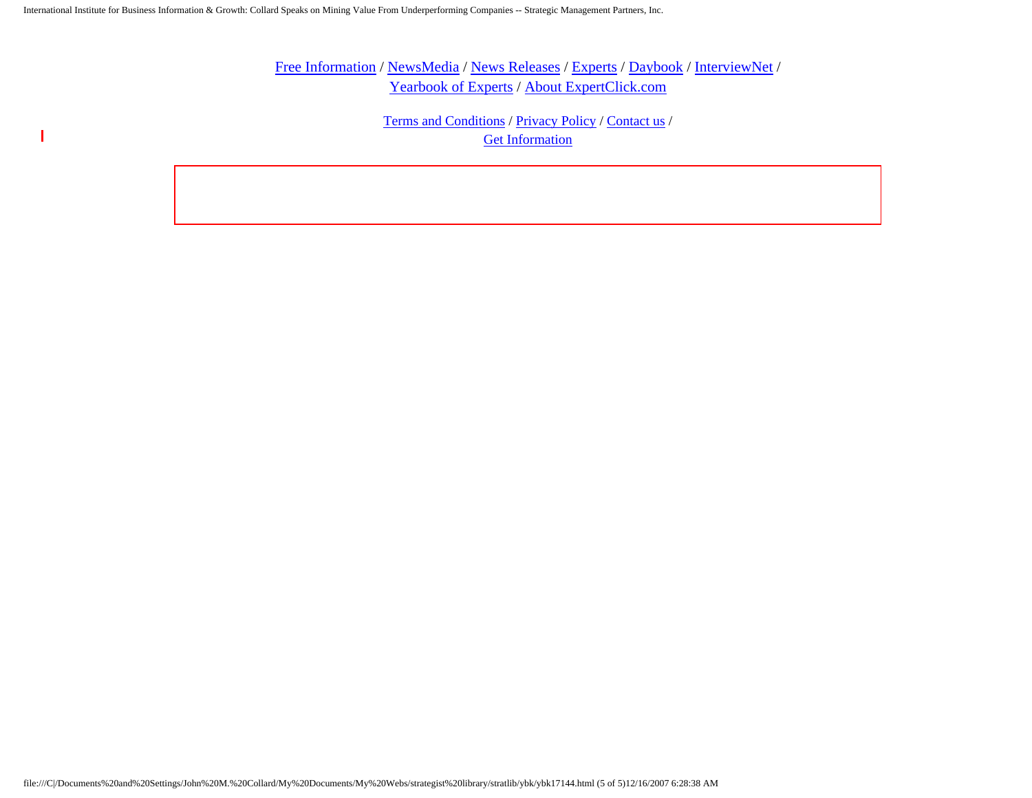[Free Information] / [NewsMedia] / [News Releases] / [Experts] / [Daybook] / [InterviewNet] / [Yearbook of Experts] / [About ExpertClick.com]

[Terms and Conditions] / [Privacy Policy] / [Contact us] / [Get Information]